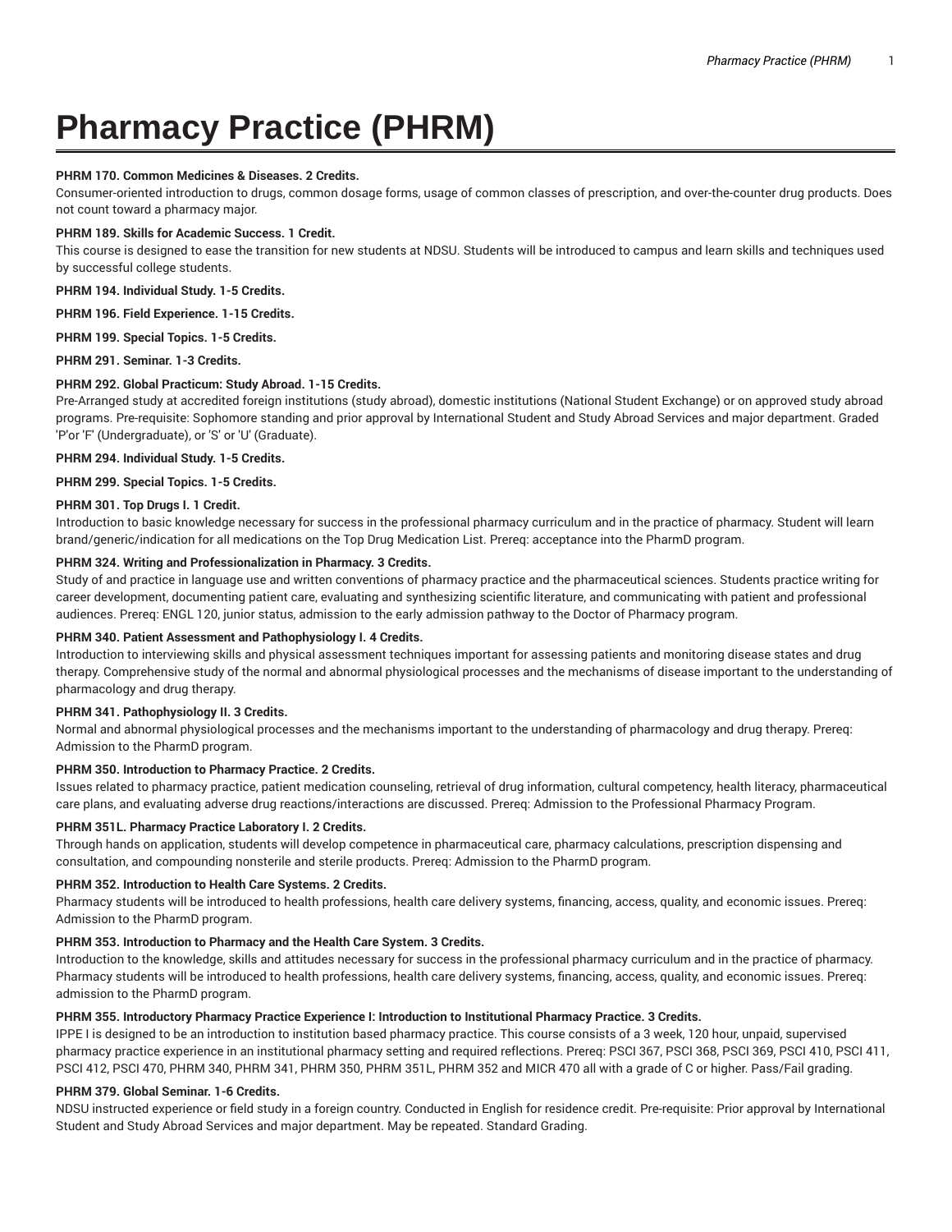# Pharmacy Practice (PHRM)

**PHRM 170. Common Medicines & Diseases. 2 Credits.**

Consumer-oriented introduction to drugs, common dosage forms, usage of common classes of prescription, and over-the-counter drug products. Does not count toward a pharmacy major.

**PHRM 189. Skills for Academic Success. 1 Credit.**

This course is designed to ease the transition for new students at NDSU. Students will be introduced to campus and learn skills and techniques used by successful college students.

**PHRM 194. Individual Study. 1-5 Credits.**

**PHRM 196. Field Experience. 1-15 Credits.**

**PHRM 199. Special Topics. 1-5 Credits.**

**PHRM 291. Seminar. 1-3 Credits.**

**PHRM 292. Global Practicum: Study Abroad. 1-15 Credits.**

Pre-Arranged study at accredited foreign institutions (study abroad), domestic institutions (National Student Exchange) or on approved study abroad programs. Pre-requisite: Sophomore standing and prior approval by International Student and Study Abroad Services and major department. Graded 'P'or 'F' (Undergraduate), or 'S' or 'U' (Graduate).

**PHRM 294. Individual Study. 1-5 Credits.**

**PHRM 299. Special Topics. 1-5 Credits.**

**PHRM 301. Top Drugs I. 1 Credit.**

Introduction to basic knowledge necessary for success in the professional pharmacy curriculum and in the practice of pharmacy. Student will learn brand/generic/indication for all medications on the Top Drug Medication List. Prereq: acceptance into the PharmD program.

**PHRM 324. Writing and Professionalization in Pharmacy. 3 Credits.**

Study of and practice in language use and written conventions of pharmacy practice and the pharmaceutical sciences. Students practice writing for career development, documenting patient care, evaluating and synthesizing scientific literature, and communicating with patient and professional audiences. Prereq: ENGL 120, junior status, admission to the early admission pathway to the Doctor of Pharmacy program.

**PHRM 340. Patient Assessment and Pathophysiology I. 4 Credits.**

Introduction to interviewing skills and physical assessment techniques important for assessing patients and monitoring disease states and drug therapy. Comprehensive study of the normal and abnormal physiological processes and the mechanisms of disease important to the understanding of pharmacology and drug therapy.

**PHRM 341. Pathophysiology II. 3 Credits.**

Normal and abnormal physiological processes and the mechanisms important to the understanding of pharmacology and drug therapy. Prereq: Admission to the PharmD program.

**PHRM 350. Introduction to Pharmacy Practice. 2 Credits.**

Issues related to pharmacy practice, patient medication counseling, retrieval of drug information, cultural competency, health literacy, pharmaceutical care plans, and evaluating adverse drug reactions/interactions are discussed. Prereq: Admission to the Professional Pharmacy Program.

**PHRM 351L. Pharmacy Practice Laboratory I. 2 Credits.**

Through hands on application, students will develop competence in pharmaceutical care, pharmacy calculations, prescription dispensing and consultation, and compounding nonsterile and sterile products. Prereq: Admission to the PharmD program.

**PHRM 352. Introduction to Health Care Systems. 2 Credits.**

Pharmacy students will be introduced to health professions, health care delivery systems, financing, access, quality, and economic issues. Prereq: Admission to the PharmD program.

**PHRM 353. Introduction to Pharmacy and the Health Care System. 3 Credits.**

Introduction to the knowledge, skills and attitudes necessary for success in the professional pharmacy curriculum and in the practice of pharmacy. Pharmacy students will be introduced to health professions, health care delivery systems, financing, access, quality, and economic issues. Prereq: admission to the PharmD program.

**PHRM 355. Introductory Pharmacy Practice Experience I: Introduction to Institutional Pharmacy Practice. 3 Credits.**

IPPE I is designed to be an introduction to institution based pharmacy practice. This course consists of a 3 week, 120 hour, unpaid, supervised pharmacy practice experience in an institutional pharmacy setting and required reflections. Prereq: PSCI 367, PSCI 368, PSCI 369, PSCI 410, PSCI 411, PSCI 412, PSCI 470, PHRM 340, PHRM 341, PHRM 350, PHRM 351L, PHRM 352 and MICR 470 all with a grade of C or higher. Pass/Fail grading.

**PHRM 379. Global Seminar. 1-6 Credits.**

NDSU instructed experience or field study in a foreign country. Conducted in English for residence credit. Pre-requisite: Prior approval by International Student and Study Abroad Services and major department. May be repeated. Standard Grading.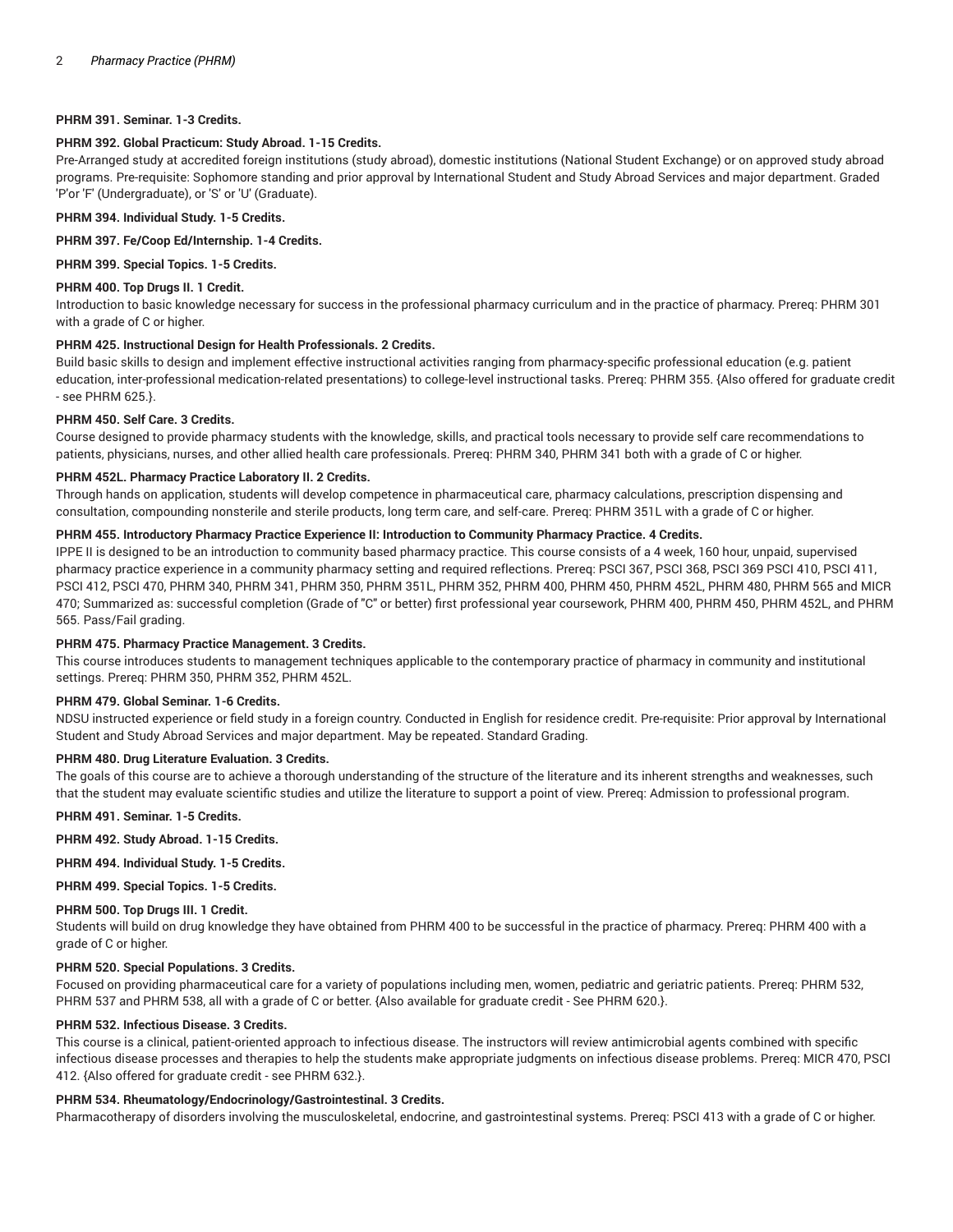**PHRM 391. Seminar. 1-3 Credits.**

**PHRM 392. Global Practicum: Study Abroad. 1-15 Credits.**

Pre-Arranged study at accredited foreign institutions (study abroad), domestic institutions (National Student Exchange) or on approved study abroad programs. Pre-requisite: Sophomore standing and prior approval by International Student and Study Abroad Services and major department. Graded 'P'or 'F' (Undergraduate), or 'S' or 'U' (Graduate).

**PHRM 394. Individual Study. 1-5 Credits.**

**PHRM 397. Fe/Coop Ed/Internship. 1-4 Credits.**

**PHRM 399. Special Topics. 1-5 Credits.**

**PHRM 400. Top Drugs II. 1 Credit.**

Introduction to basic knowledge necessary for success in the professional pharmacy curriculum and in the practice of pharmacy. Prereq: PHRM 301 with a grade of C or higher.

**PHRM 425. Instructional Design for Health Professionals. 2 Credits.**

Build basic skills to design and implement effective instructional activities ranging from pharmacy-specific professional education (e.g. patient education, inter-professional medication-related presentations) to college-level instructional tasks. Prereq: PHRM 355. {Also offered for graduate credit - see PHRM 625.}.

**PHRM 450. Self Care. 3 Credits.**

Course designed to provide pharmacy students with the knowledge, skills, and practical tools necessary to provide self care recommendations to patients, physicians, nurses, and other allied health care professionals. Prereq: PHRM 340, PHRM 341 both with a grade of C or higher.

**PHRM 452L. Pharmacy Practice Laboratory II. 2 Credits.**

Through hands on application, students will develop competence in pharmaceutical care, pharmacy calculations, prescription dispensing and consultation, compounding nonsterile and sterile products, long term care, and self-care. Prereq: PHRM 351L with a grade of C or higher.

**PHRM 455. Introductory Pharmacy Practice Experience II: Introduction to Community Pharmacy Practice. 4 Credits.**

IPPE II is designed to be an introduction to community based pharmacy practice. This course consists of a 4 week, 160 hour, unpaid, supervised pharmacy practice experience in a community pharmacy setting and required reflections. Prereq: PSCI 367, PSCI 368, PSCI 369 PSCI 410, PSCI 411, PSCI 412, PSCI 470, PHRM 340, PHRM 341, PHRM 350, PHRM 351L, PHRM 352, PHRM 400, PHRM 450, PHRM 452L, PHRM 480, PHRM 565 and MICR 470; Summarized as: successful completion (Grade of "C" or better) first professional year coursework, PHRM 400, PHRM 450, PHRM 452L, and PHRM 565. Pass/Fail grading.

**PHRM 475. Pharmacy Practice Management. 3 Credits.**

This course introduces students to management techniques applicable to the contemporary practice of pharmacy in community and institutional settings. Prereq: PHRM 350, PHRM 352, PHRM 452L.

**PHRM 479. Global Seminar. 1-6 Credits.**

NDSU instructed experience or field study in a foreign country. Conducted in English for residence credit. Pre-requisite: Prior approval by International Student and Study Abroad Services and major department. May be repeated. Standard Grading.

**PHRM 480. Drug Literature Evaluation. 3 Credits.**

The goals of this course are to achieve a thorough understanding of the structure of the literature and its inherent strengths and weaknesses, such that the student may evaluate scientific studies and utilize the literature to support a point of view. Prereq: Admission to professional program.

**PHRM 491. Seminar. 1-5 Credits.**

**PHRM 492. Study Abroad. 1-15 Credits.**

**PHRM 494. Individual Study. 1-5 Credits.**

**PHRM 499. Special Topics. 1-5 Credits.**

**PHRM 500. Top Drugs III. 1 Credit.**

Students will build on drug knowledge they have obtained from PHRM 400 to be successful in the practice of pharmacy. Prereq: PHRM 400 with a grade of C or higher.

**PHRM 520. Special Populations. 3 Credits.**

Focused on providing pharmaceutical care for a variety of populations including men, women, pediatric and geriatric patients. Prereq: PHRM 532, PHRM 537 and PHRM 538, all with a grade of C or better. {Also available for graduate credit - See PHRM 620.}.

**PHRM 532. Infectious Disease. 3 Credits.**

This course is a clinical, patient-oriented approach to infectious disease. The instructors will review antimicrobial agents combined with specific infectious disease processes and therapies to help the students make appropriate judgments on infectious disease problems. Prereq: MICR 470, PSCI 412. {Also offered for graduate credit - see PHRM 632.}.

**PHRM 534. Rheumatology/Endocrinology/Gastrointestinal. 3 Credits.**

Pharmacotherapy of disorders involving the musculoskeletal, endocrine, and gastrointestinal systems. Prereq: PSCI 413 with a grade of C or higher.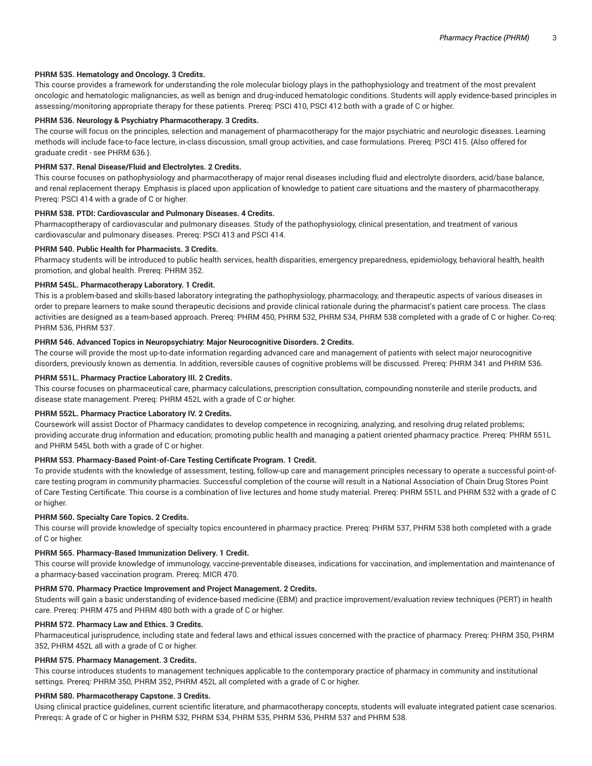**PHRM 535. Hematology and Oncology. 3 Credits.**

This course provides a framework for understanding the role molecular biology plays in the pathophysiology and treatment of the most prevalent oncologic and hematologic malignancies, as well as benign and drug-induced hematologic conditions. Students will apply evidence-based principles in assessing/monitoring appropriate therapy for these patients. Prereq: PSCI 410, PSCI 412 both with a grade of C or higher.

**PHRM 536. Neurology & Psychiatry Pharmacotherapy. 3 Credits.**

The course will focus on the principles, selection and management of pharmacotherapy for the major psychiatric and neurologic diseases. Learning methods will include face-to-face lecture, in-class discussion, small group activities, and case formulations. Prereq: PSCI 415. {Also offered for graduate credit - see PHRM 636.}.

**PHRM 537. Renal Disease/Fluid and Electrolytes. 2 Credits.**

This course focuses on pathophysiology and pharmacotherapy of major renal diseases including fluid and electrolyte disorders, acid/base balance, and renal replacement therapy. Emphasis is placed upon application of knowledge to patient care situations and the mastery of pharmacotherapy. Prereq: PSCI 414 with a grade of C or higher.

**PHRM 538. PTDI: Cardiovascular and Pulmonary Diseases. 4 Credits.**

Pharmacoptherapy of cardiovascular and pulmonary diseases. Study of the pathophysiology, clinical presentation, and treatment of various cardiovascular and pulmonary diseases. Prereq: PSCI 413 and PSCI 414.

**PHRM 540. Public Health for Pharmacists. 3 Credits.**

Pharmacy students will be introduced to public health services, health disparities, emergency preparedness, epidemiology, behavioral health, health promotion, and global health. Prereq: PHRM 352.

**PHRM 545L. Pharmacotherapy Laboratory. 1 Credit.**

This is a problem-based and skills-based laboratory integrating the pathophysiology, pharmacology, and therapeutic aspects of various diseases in order to prepare learners to make sound therapeutic decisions and provide clinical rationale during the pharmacist's patient care process. The class activities are designed as a team-based approach. Prereq: PHRM 450, PHRM 532, PHRM 534, PHRM 538 completed with a grade of C or higher. Co-req: PHRM 536, PHRM 537.

**PHRM 546. Advanced Topics in Neuropsychiatry: Major Neurocognitive Disorders. 2 Credits.**

The course will provide the most up-to-date information regarding advanced care and management of patients with select major neurocognitive disorders, previously known as dementia. In addition, reversible causes of cognitive problems will be discussed. Prereq: PHRM 341 and PHRM 536.

**PHRM 551L. Pharmacy Practice Laboratory III. 2 Credits.**

This course focuses on pharmaceutical care, pharmacy calculations, prescription consultation, compounding nonsterile and sterile products, and disease state management. Prereq: PHRM 452L with a grade of C or higher.

**PHRM 552L. Pharmacy Practice Laboratory IV. 2 Credits.**

Coursework will assist Doctor of Pharmacy candidates to develop competence in recognizing, analyzing, and resolving drug related problems; providing accurate drug information and education; promoting public health and managing a patient oriented pharmacy practice. Prereq: PHRM 551L and PHRM 545L both with a grade of C or higher.

**PHRM 553. Pharmacy-Based Point-of-Care Testing Certificate Program. 1 Credit.**

To provide students with the knowledge of assessment, testing, follow-up care and management principles necessary to operate a successful point-of-care testing program in community pharmacies. Successful completion of the course will result in a National Association of Chain Drug Stores Point of Care Testing Certificate. This course is a combination of live lectures and home study material. Prereq: PHRM 551L and PHRM 532 with a grade of C or higher.

**PHRM 560. Specialty Care Topics. 2 Credits.**

This course will provide knowledge of specialty topics encountered in pharmacy practice. Prereq: PHRM 537, PHRM 538 both completed with a grade of C or higher.

**PHRM 565. Pharmacy-Based Immunization Delivery. 1 Credit.**

This course will provide knowledge of immunology, vaccine-preventable diseases, indications for vaccination, and implementation and maintenance of a pharmacy-based vaccination program. Prereq: MICR 470.

**PHRM 570. Pharmacy Practice Improvement and Project Management. 2 Credits.**

Students will gain a basic understanding of evidence-based medicine (EBM) and practice improvement/evaluation review techniques (PERT) in health care. Prereq: PHRM 475 and PHRM 480 both with a grade of C or higher.

**PHRM 572. Pharmacy Law and Ethics. 3 Credits.**

Pharmaceutical jurisprudence, including state and federal laws and ethical issues concerned with the practice of pharmacy. Prereq: PHRM 350, PHRM 352, PHRM 452L all with a grade of C or higher.

**PHRM 575. Pharmacy Management. 3 Credits.**

This course introduces students to management techniques applicable to the contemporary practice of pharmacy in community and institutional settings. Prereq: PHRM 350, PHRM 352, PHRM 452L all completed with a grade of C or higher.

**PHRM 580. Pharmacotherapy Capstone. 3 Credits.**

Using clinical practice guidelines, current scientific literature, and pharmacotherapy concepts, students will evaluate integrated patient case scenarios. Prereqs: A grade of C or higher in PHRM 532, PHRM 534, PHRM 535, PHRM 536, PHRM 537 and PHRM 538.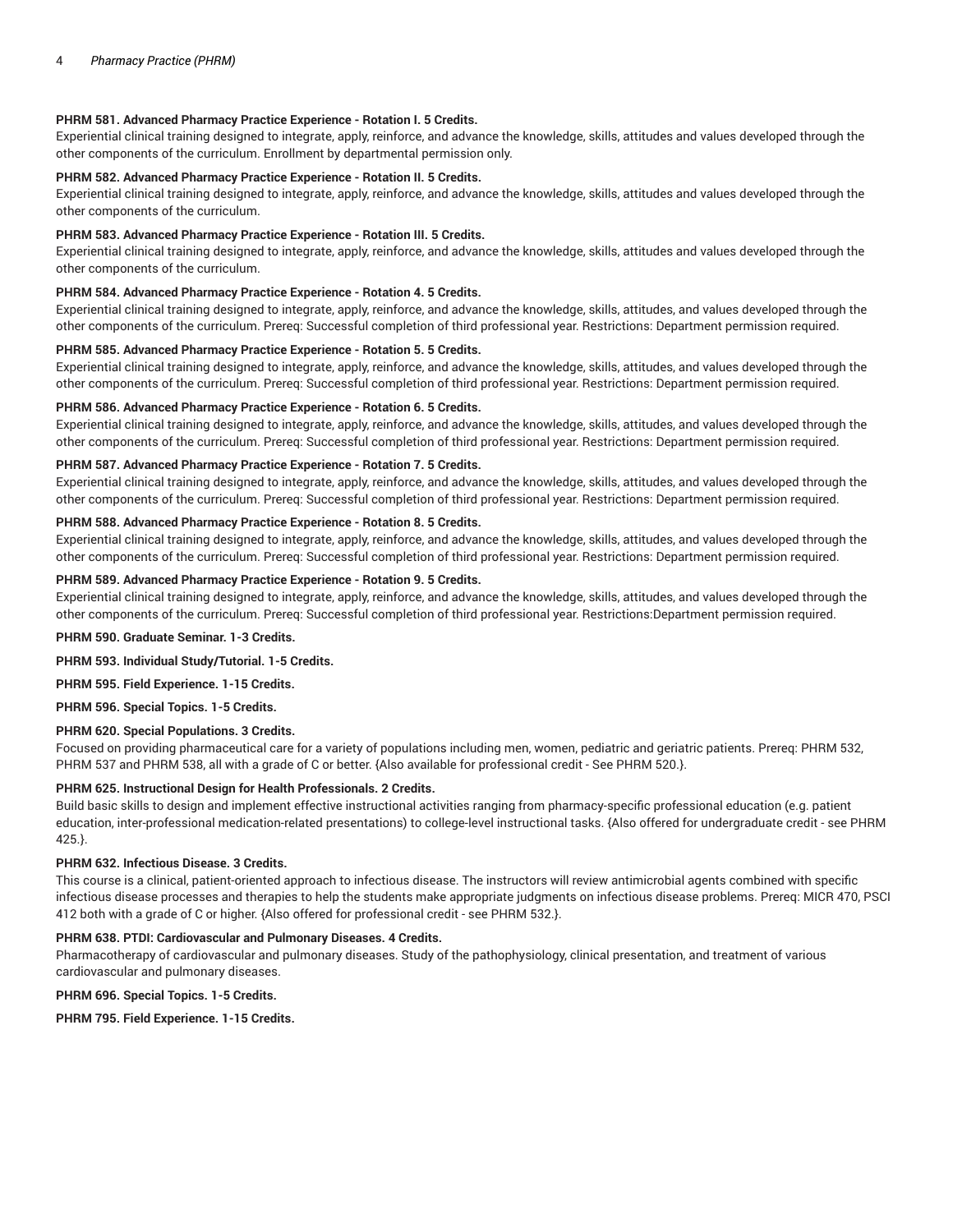**PHRM 581. Advanced Pharmacy Practice Experience - Rotation I. 5 Credits.**
Experiential clinical training designed to integrate, apply, reinforce, and advance the knowledge, skills, attitudes and values developed through the other components of the curriculum. Enrollment by departmental permission only.

**PHRM 582. Advanced Pharmacy Practice Experience - Rotation II. 5 Credits.**
Experiential clinical training designed to integrate, apply, reinforce, and advance the knowledge, skills, attitudes and values developed through the other components of the curriculum.

**PHRM 583. Advanced Pharmacy Practice Experience - Rotation III. 5 Credits.**
Experiential clinical training designed to integrate, apply, reinforce, and advance the knowledge, skills, attitudes and values developed through the other components of the curriculum.

**PHRM 584. Advanced Pharmacy Practice Experience - Rotation 4. 5 Credits.**
Experiential clinical training designed to integrate, apply, reinforce, and advance the knowledge, skills, attitudes, and values developed through the other components of the curriculum. Prereq: Successful completion of third professional year. Restrictions: Department permission required.

**PHRM 585. Advanced Pharmacy Practice Experience - Rotation 5. 5 Credits.**
Experiential clinical training designed to integrate, apply, reinforce, and advance the knowledge, skills, attitudes, and values developed through the other components of the curriculum. Prereq: Successful completion of third professional year. Restrictions: Department permission required.

**PHRM 586. Advanced Pharmacy Practice Experience - Rotation 6. 5 Credits.**
Experiential clinical training designed to integrate, apply, reinforce, and advance the knowledge, skills, attitudes, and values developed through the other components of the curriculum. Prereq: Successful completion of third professional year. Restrictions: Department permission required.

**PHRM 587. Advanced Pharmacy Practice Experience - Rotation 7. 5 Credits.**
Experiential clinical training designed to integrate, apply, reinforce, and advance the knowledge, skills, attitudes, and values developed through the other components of the curriculum. Prereq: Successful completion of third professional year. Restrictions: Department permission required.

**PHRM 588. Advanced Pharmacy Practice Experience - Rotation 8. 5 Credits.**
Experiential clinical training designed to integrate, apply, reinforce, and advance the knowledge, skills, attitudes, and values developed through the other components of the curriculum. Prereq: Successful completion of third professional year. Restrictions: Department permission required.

**PHRM 589. Advanced Pharmacy Practice Experience - Rotation 9. 5 Credits.**
Experiential clinical training designed to integrate, apply, reinforce, and advance the knowledge, skills, attitudes, and values developed through the other components of the curriculum. Prereq: Successful completion of third professional year. Restrictions:Department permission required.

**PHRM 590. Graduate Seminar. 1-3 Credits.**

**PHRM 593. Individual Study/Tutorial. 1-5 Credits.**

**PHRM 595. Field Experience. 1-15 Credits.**

**PHRM 596. Special Topics. 1-5 Credits.**

**PHRM 620. Special Populations. 3 Credits.**
Focused on providing pharmaceutical care for a variety of populations including men, women, pediatric and geriatric patients. Prereq: PHRM 532, PHRM 537 and PHRM 538, all with a grade of C or better. {Also available for professional credit - See PHRM 520.}.

**PHRM 625. Instructional Design for Health Professionals. 2 Credits.**
Build basic skills to design and implement effective instructional activities ranging from pharmacy-specific professional education (e.g. patient education, inter-professional medication-related presentations) to college-level instructional tasks. {Also offered for undergraduate credit - see PHRM 425.}.

**PHRM 632. Infectious Disease. 3 Credits.**
This course is a clinical, patient-oriented approach to infectious disease. The instructors will review antimicrobial agents combined with specific infectious disease processes and therapies to help the students make appropriate judgments on infectious disease problems. Prereq: MICR 470, PSCI 412 both with a grade of C or higher. {Also offered for professional credit - see PHRM 532.}.

**PHRM 638. PTDI: Cardiovascular and Pulmonary Diseases. 4 Credits.**
Pharmacotherapy of cardiovascular and pulmonary diseases. Study of the pathophysiology, clinical presentation, and treatment of various cardiovascular and pulmonary diseases.

**PHRM 696. Special Topics. 1-5 Credits.**

**PHRM 795. Field Experience. 1-15 Credits.**